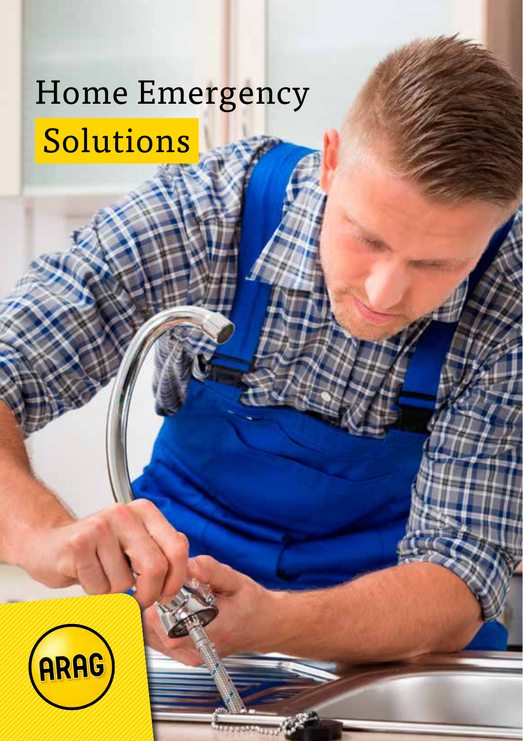# Home Emergency Solutions

ARAG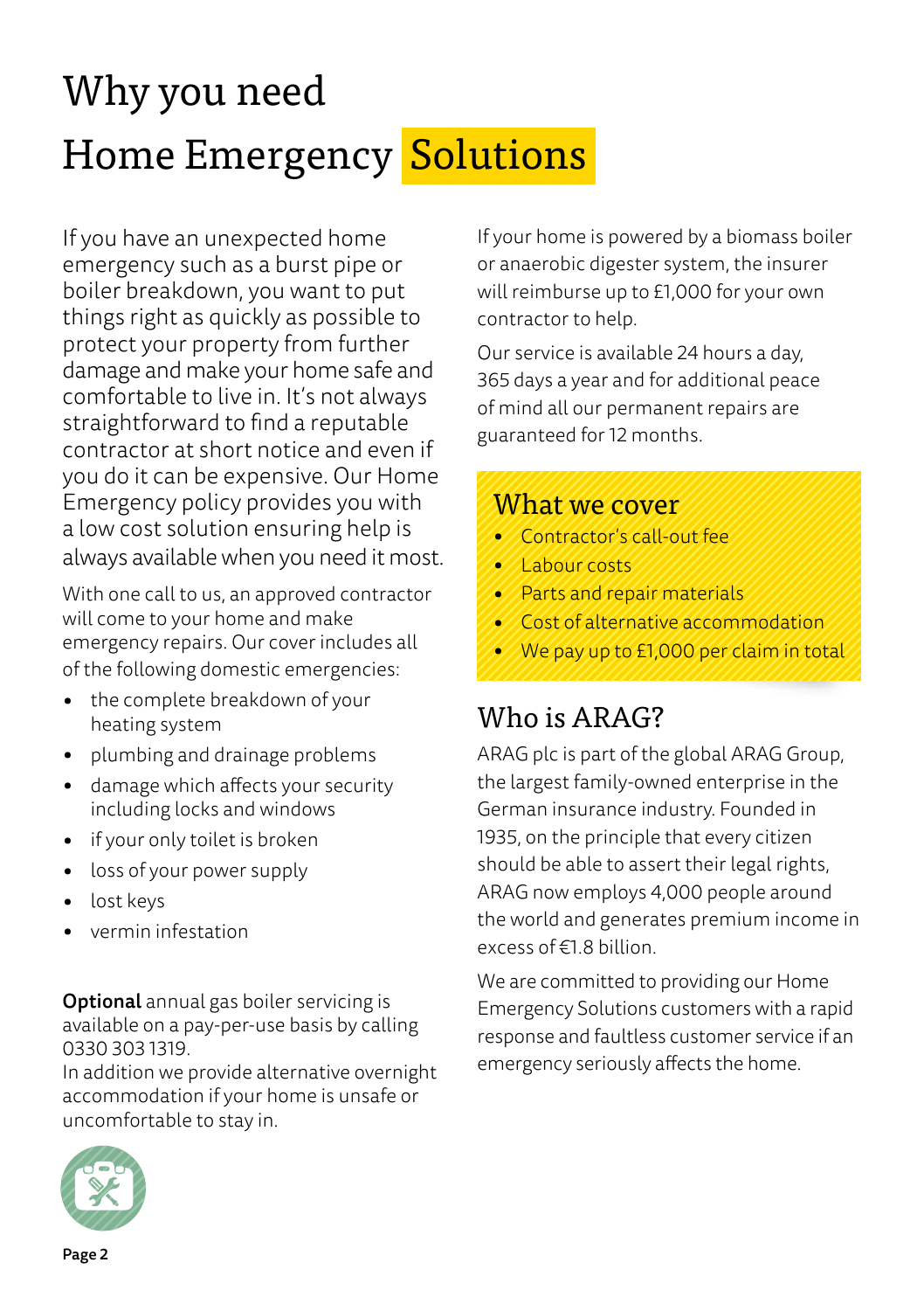# Why you need Home Emergency Solutions

If you have an unexpected home emergency such as a burst pipe or boiler breakdown, you want to put things right as quickly as possible to protect your property from further damage and make your home safe and comfortable to live in. It's not always straightforward to find a reputable contractor at short notice and even if you do it can be expensive. Our Home Emergency policy provides you with a low cost solution ensuring help is always available when you need it most.

With one call to us, an approved contractor will come to your home and make emergency repairs. Our cover includes all of the following domestic emergencies:

- the complete breakdown of your heating system
- plumbing and drainage problems
- damage which affects your security including locks and windows
- if your only toilet is broken
- loss of your power supply
- lost keys
- vermin infestation

**Optional** annual gas boiler servicing is available on a pay-per-use basis by calling 0330 303 1319.
In addition we provide alternative overnight accommodation if your home is unsafe or uncomfortable to stay in.

If your home is powered by a biomass boiler or anaerobic digester system, the insurer will reimburse up to £1,000 for your own contractor to help.

Our service is available 24 hours a day, 365 days a year and for additional peace of mind all our permanent repairs are guaranteed for 12 months.

## What we cover

- Contractor's call-out fee
- Labour costs
- Parts and repair materials
- Cost of alternative accommodation
- We pay up to £1,000 per claim in total

## Who is ARAG?

ARAG plc is part of the global ARAG Group, the largest family-owned enterprise in the German insurance industry. Founded in 1935, on the principle that every citizen should be able to assert their legal rights, ARAG now employs 4,000 people around the world and generates premium income in excess of €1.8 billion.

We are committed to providing our Home Emergency Solutions customers with a rapid response and faultless customer service if an emergency seriously affects the home.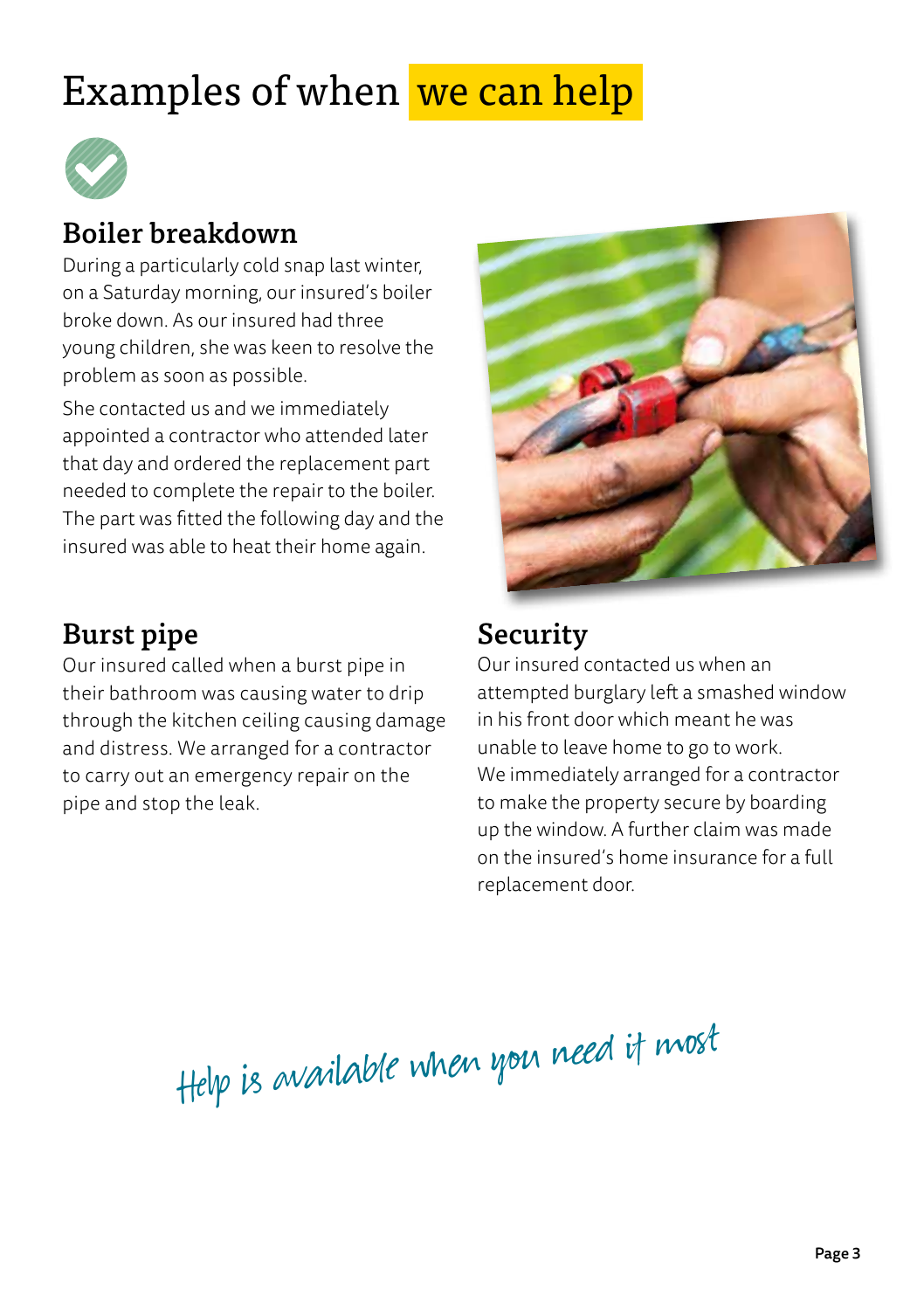# Examples of when we can help

## Boiler breakdown

During a particularly cold snap last winter, on a Saturday morning, our insured's boiler broke down. As our insured had three young children, she was keen to resolve the problem as soon as possible.

She contacted us and we immediately appointed a contractor who attended later that day and ordered the replacement part needed to complete the repair to the boiler. The part was fitted the following day and the insured was able to heat their home again.

## Burst pipe

Our insured called when a burst pipe in their bathroom was causing water to drip through the kitchen ceiling causing damage and distress. We arranged for a contractor to carry out an emergency repair on the pipe and stop the leak.

## Security

Our insured contacted us when an attempted burglary left a smashed window in his front door which meant he was unable to leave home to go to work. We immediately arranged for a contractor to make the property secure by boarding up the window. A further claim was made on the insured's home insurance for a full replacement door.

*Help is available when you need it most*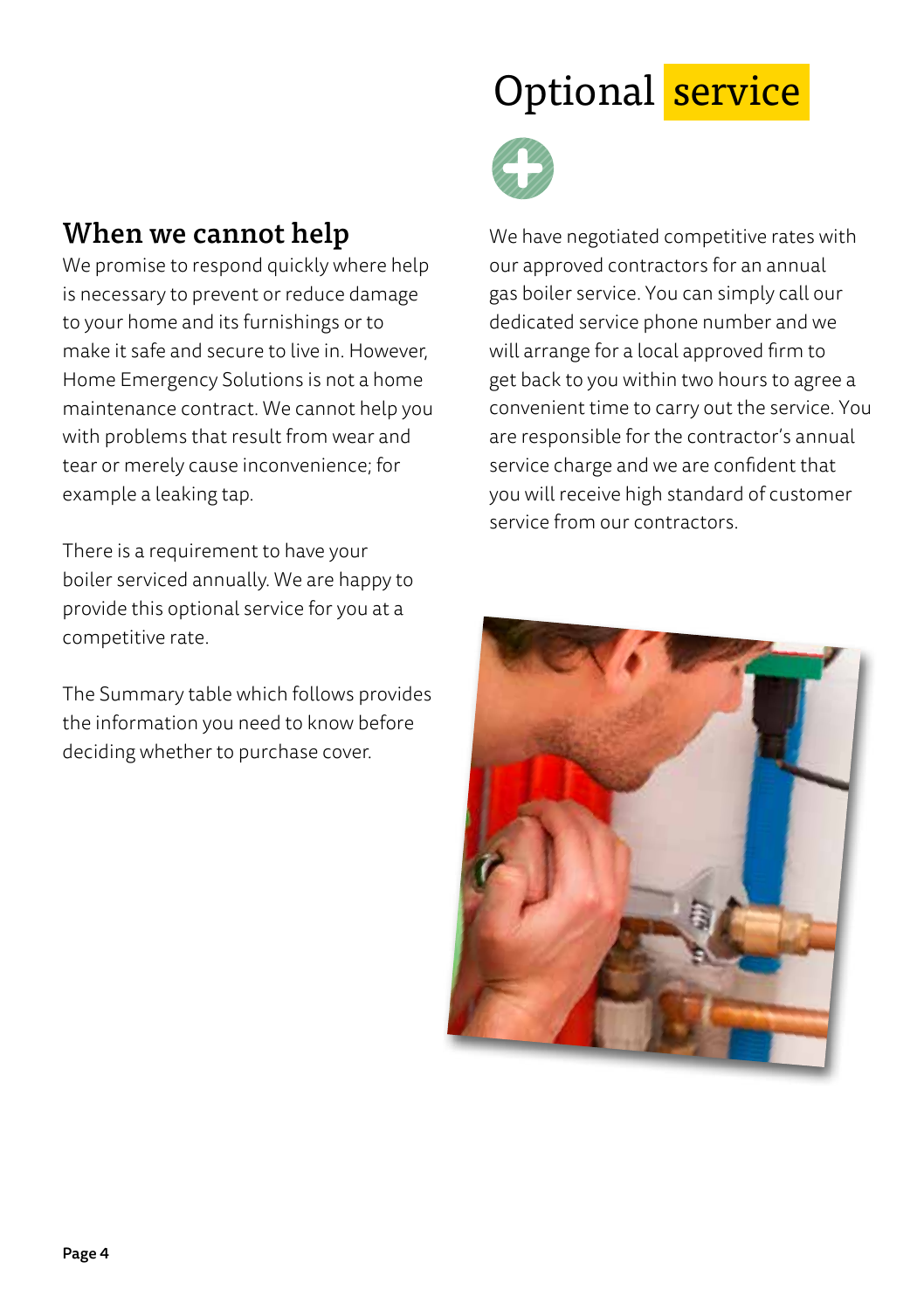## When we cannot help

We promise to respond quickly where help is necessary to prevent or reduce damage to your home and its furnishings or to make it safe and secure to live in. However, Home Emergency Solutions is not a home maintenance contract. We cannot help you with problems that result from wear and tear or merely cause inconvenience; for example a leaking tap.

There is a requirement to have your boiler serviced annually. We are happy to provide this optional service for you at a competitive rate.

The Summary table which follows provides the information you need to know before deciding whether to purchase cover.

# Optional service

We have negotiated competitive rates with our approved contractors for an annual gas boiler service. You can simply call our dedicated service phone number and we will arrange for a local approved firm to get back to you within two hours to agree a convenient time to carry out the service. You are responsible for the contractor's annual service charge and we are confident that you will receive high standard of customer service from our contractors.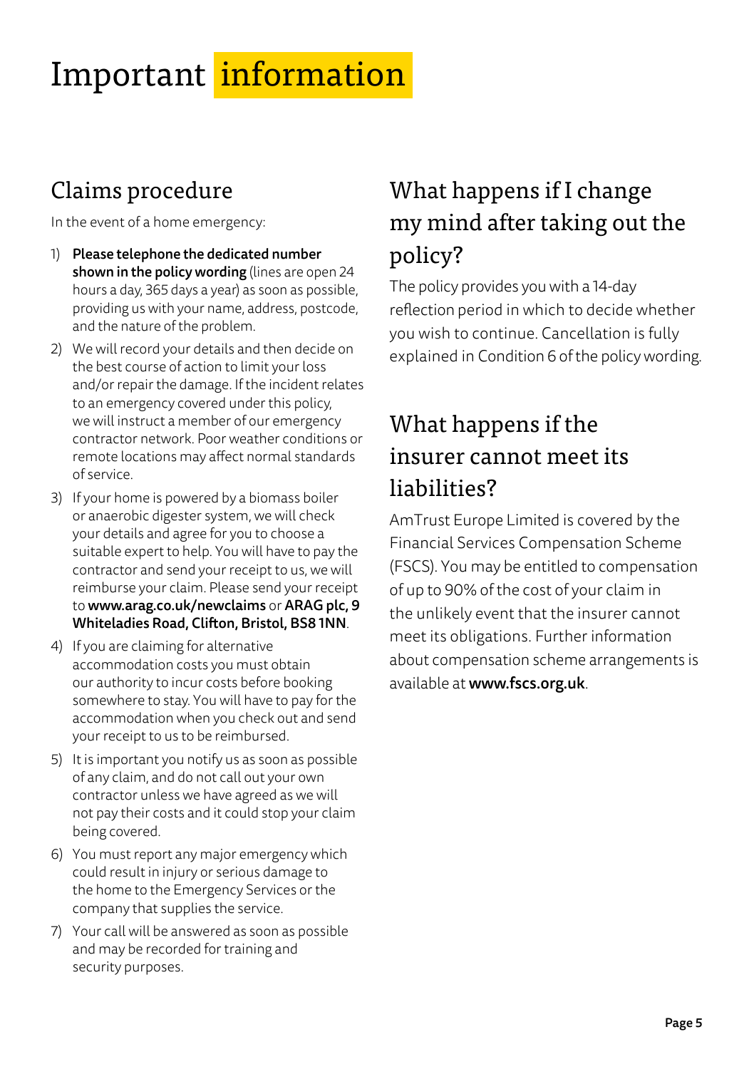# Important information

## Claims procedure

In the event of a home emergency:

1) **Please telephone the dedicated number shown in the policy wording** (lines are open 24 hours a day, 365 days a year) as soon as possible, providing us with your name, address, postcode, and the nature of the problem.
2) We will record your details and then decide on the best course of action to limit your loss and/or repair the damage. If the incident relates to an emergency covered under this policy, we will instruct a member of our emergency contractor network. Poor weather conditions or remote locations may affect normal standards of service.
3) If your home is powered by a biomass boiler or anaerobic digester system, we will check your details and agree for you to choose a suitable expert to help. You will have to pay the contractor and send your receipt to us, we will reimburse your claim. Please send your receipt to **www.arag.co.uk/newclaims** or **ARAG plc, 9 Whiteladies Road, Clifton, Bristol, BS8 1NN**.
4) If you are claiming for alternative accommodation costs you must obtain our authority to incur costs before booking somewhere to stay. You will have to pay for the accommodation when you check out and send your receipt to us to be reimbursed.
5) It is important you notify us as soon as possible of any claim, and do not call out your own contractor unless we have agreed as we will not pay their costs and it could stop your claim being covered.
6) You must report any major emergency which could result in injury or serious damage to the home to the Emergency Services or the company that supplies the service.
7) Your call will be answered as soon as possible and may be recorded for training and security purposes.

## What happens if I change my mind after taking out the policy?

The policy provides you with a 14-day reflection period in which to decide whether you wish to continue. Cancellation is fully explained in Condition 6 of the policy wording.

## What happens if the insurer cannot meet its liabilities?

AmTrust Europe Limited is covered by the Financial Services Compensation Scheme (FSCS). You may be entitled to compensation of up to 90% of the cost of your claim in the unlikely event that the insurer cannot meet its obligations. Further information about compensation scheme arrangements is available at **www.fscs.org.uk**.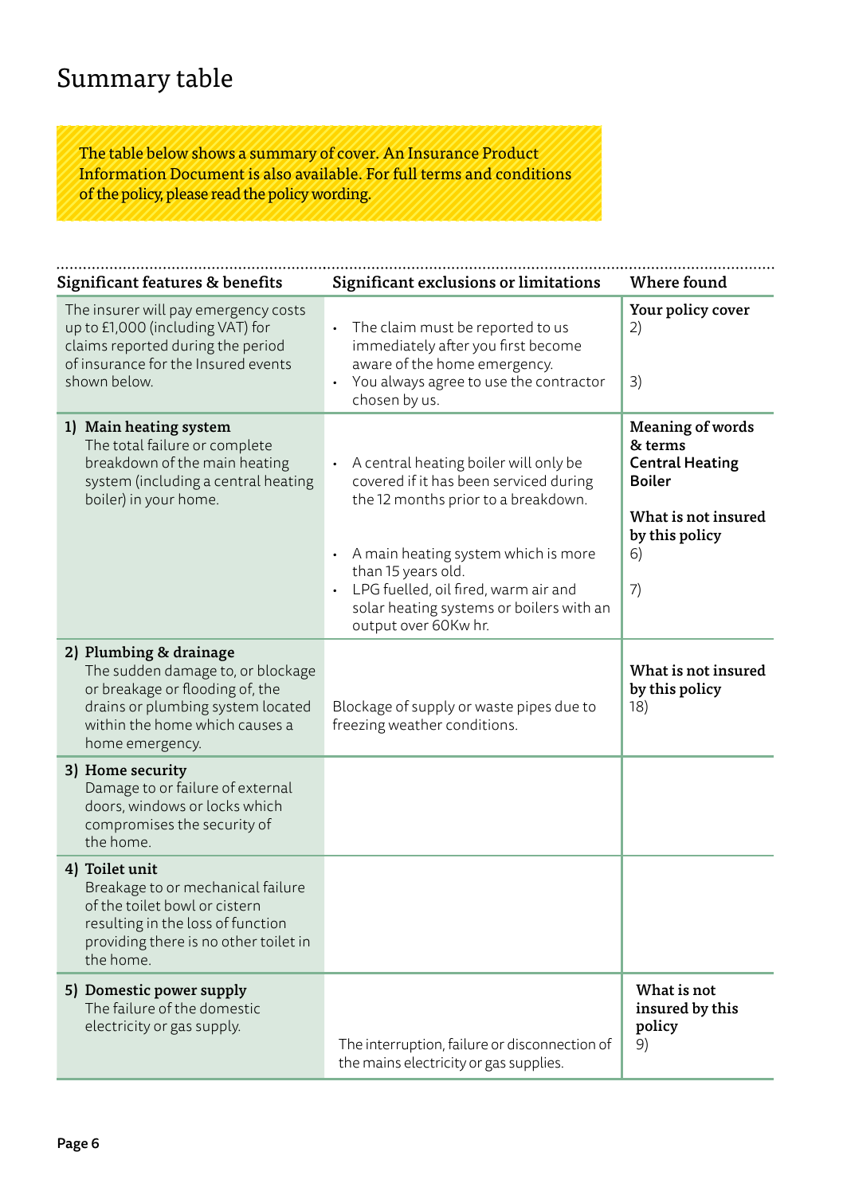# Summary table

The table below shows a summary of cover. An Insurance Product Information Document is also available. For full terms and conditions of the policy, please read the policy wording.

| Significant features & benefits | Significant exclusions or limitations | Where found |
|---|---|---|
| The insurer will pay emergency costs up to £1,000 (including VAT) for claims reported during the period of insurance for the Insured events shown below. | • The claim must be reported to us immediately after you first become aware of the home emergency.<br>• You always agree to use the contractor chosen by us. | **Your policy cover**<br>2)<br><br>3) |
| **1) Main heating system**<br>The total failure or complete breakdown of the main heating system (including a central heating boiler) in your home. | • A central heating boiler will only be covered if it has been serviced during the 12 months prior to a breakdown.<br><br>• A main heating system which is more than 15 years old.<br>• LPG fuelled, oil fired, warm air and solar heating systems or boilers with an output over 60Kw hr. | **Meaning of words & terms**<br>**Central Heating Boiler**<br><br>**What is not insured by this policy**<br>6)<br><br>7) |
| **2) Plumbing & drainage**<br>The sudden damage to, or blockage or breakage or flooding of, the drains or plumbing system located within the home which causes a home emergency. | Blockage of supply or waste pipes due to freezing weather conditions. | **What is not insured by this policy**<br>18) |
| **3) Home security**<br>Damage to or failure of external doors, windows or locks which compromises the security of the home. | | |
| **4) Toilet unit**<br>Breakage to or mechanical failure of the toilet bowl or cistern resulting in the loss of function providing there is no other toilet in the home. | | |
| **5) Domestic power supply**<br>The failure of the domestic electricity or gas supply. | The interruption, failure or disconnection of the mains electricity or gas supplies. | **What is not insured by this policy**<br>9) |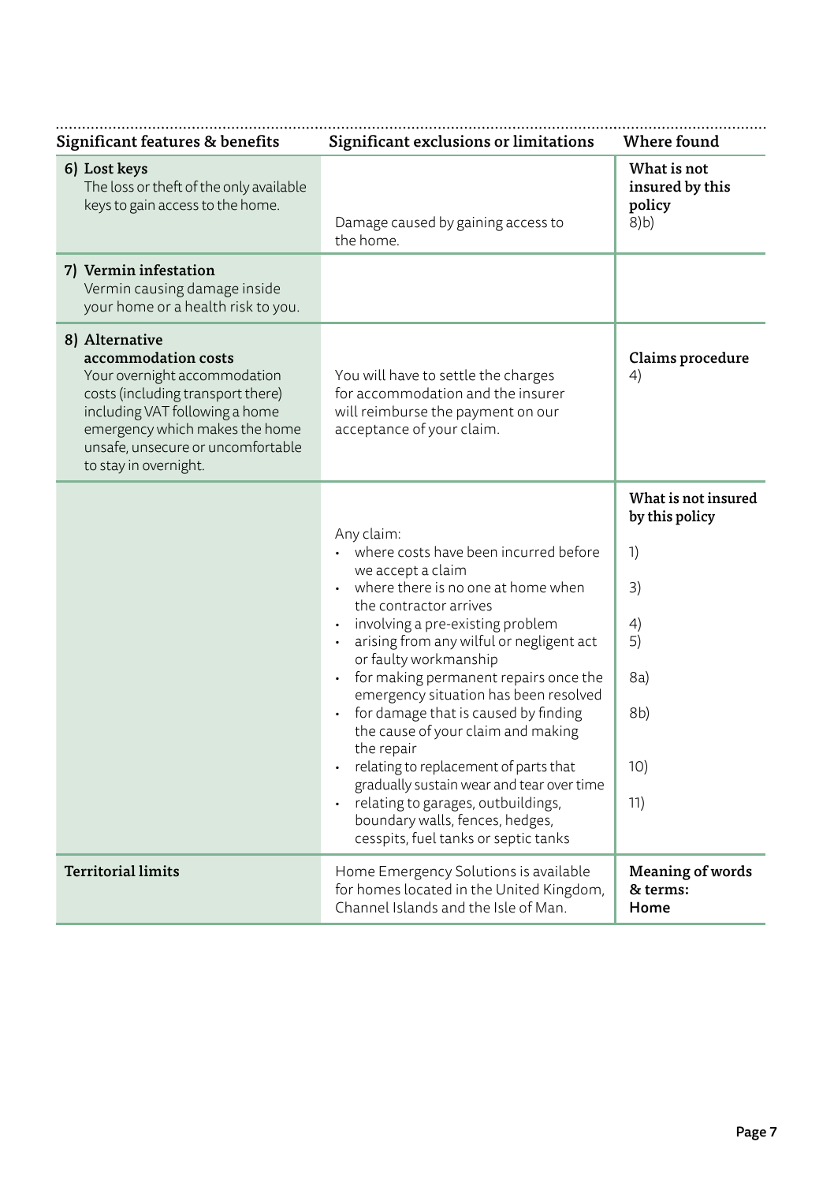| Significant features & benefits | Significant exclusions or limitations | Where found |
|---|---|---|
| **6) Lost keys**<br>The loss or theft of the only available keys to gain access to the home. | Damage caused by gaining access to the home. | **What is not insured by this policy**<br>8)b) |
| **7) Vermin infestation**<br>Vermin causing damage inside your home or a health risk to you. | | |
| **8) Alternative accommodation costs**<br>Your overnight accommodation costs (including transport there) including VAT following a home emergency which makes the home unsafe, unsecure or uncomfortable to stay in overnight. | You will have to settle the charges for accommodation and the insurer will reimburse the payment on our acceptance of your claim. | **Claims procedure**<br>4) |
| | Any claim:<br>• where costs have been incurred before we accept a claim<br>• where there is no one at home when the contractor arrives<br>• involving a pre-existing problem<br>• arising from any wilful or negligent act or faulty workmanship<br>• for making permanent repairs once the emergency situation has been resolved<br>• for damage that is caused by finding the cause of your claim and making the repair<br>• relating to replacement of parts that gradually sustain wear and tear over time<br>• relating to garages, outbuildings, boundary walls, fences, hedges, cesspits, fuel tanks or septic tanks | **What is not insured by this policy**<br>1)<br>3)<br>4)<br>5)<br>8a)<br>8b)<br>10)<br>11) |
| **Territorial limits** | Home Emergency Solutions is available for homes located in the United Kingdom, Channel Islands and the Isle of Man. | **Meaning of words & terms:**<br>**Home** |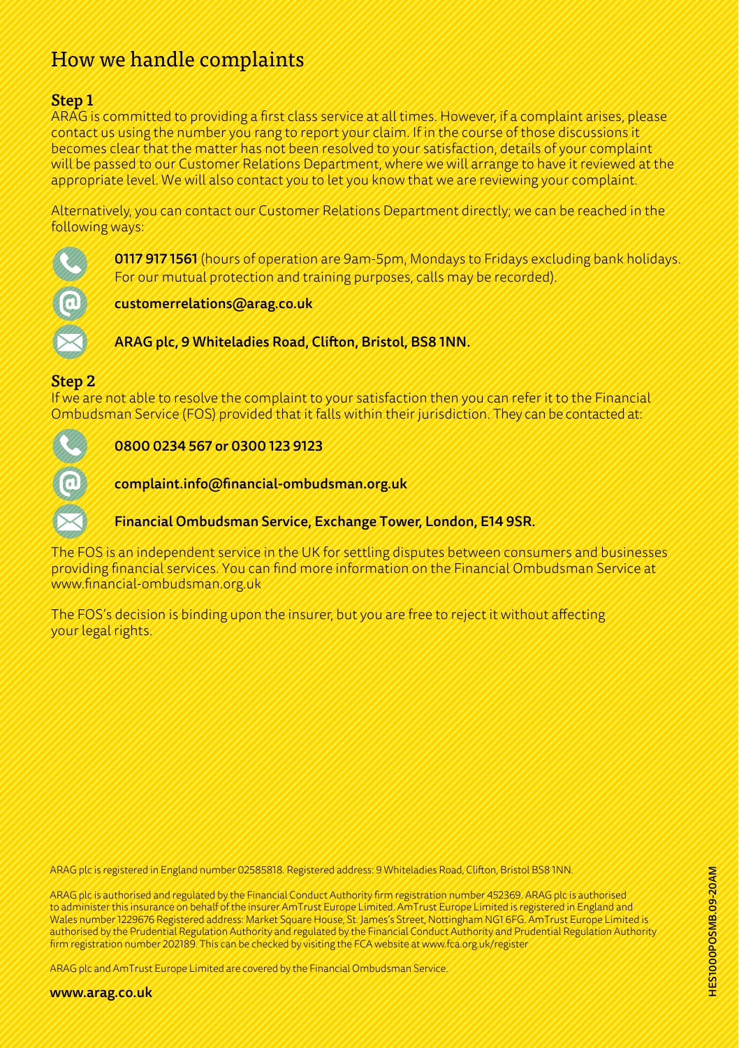# How we handle complaints

## Step 1

ARAG is committed to providing a first class service at all times. However, if a complaint arises, please contact us using the number you rang to report your claim. If in the course of those discussions it becomes clear that the matter has not been resolved to your satisfaction, details of your complaint will be passed to our Customer Relations Department, where we will arrange to have it reviewed at the appropriate level. We will also contact you to let you know that we are reviewing your complaint.

Alternatively, you can contact our Customer Relations Department directly; we can be reached in the following ways:

**0117 917 1561** (hours of operation are 9am-5pm, Mondays to Fridays excluding bank holidays. For our mutual protection and training purposes, calls may be recorded).

**customerrelations@arag.co.uk**

**ARAG plc, 9 Whiteladies Road, Clifton, Bristol, BS8 1NN.**

## Step 2

If we are not able to resolve the complaint to your satisfaction then you can refer it to the Financial Ombudsman Service (FOS) provided that it falls within their jurisdiction. They can be contacted at:

**0800 0234 567 or 0300 123 9123**

**complaint.info@financial-ombudsman.org.uk**

**Financial Ombudsman Service, Exchange Tower, London, E14 9SR.**

The FOS is an independent service in the UK for settling disputes between consumers and businesses providing financial services. You can find more information on the Financial Ombudsman Service at www.financial-ombudsman.org.uk

The FOS's decision is binding upon the insurer, but you are free to reject it without affecting your legal rights.

ARAG plc is registered in England number 02585818. Registered address: 9 Whiteladies Road, Clifton, Bristol BS8 1NN.

ARAG plc is authorised and regulated by the Financial Conduct Authority firm registration number 452369. ARAG plc is authorised to administer this insurance on behalf of the insurer AmTrust Europe Limited. AmTrust Europe Limited is registered in England and Wales number 1229676 Registered address: Market Square House, St. James's Street, Nottingham NG1 6FG. AmTrust Europe Limited is authorised by the Prudential Regulation Authority and regulated by the Financial Conduct Authority and Prudential Regulation Authority firm registration number 202189. This can be checked by visiting the FCA website at www.fca.org.uk/register

ARAG plc and AmTrust Europe Limited are covered by the Financial Ombudsman Service.

**www.arag.co.uk**

HES1000POSMB.09-20AM